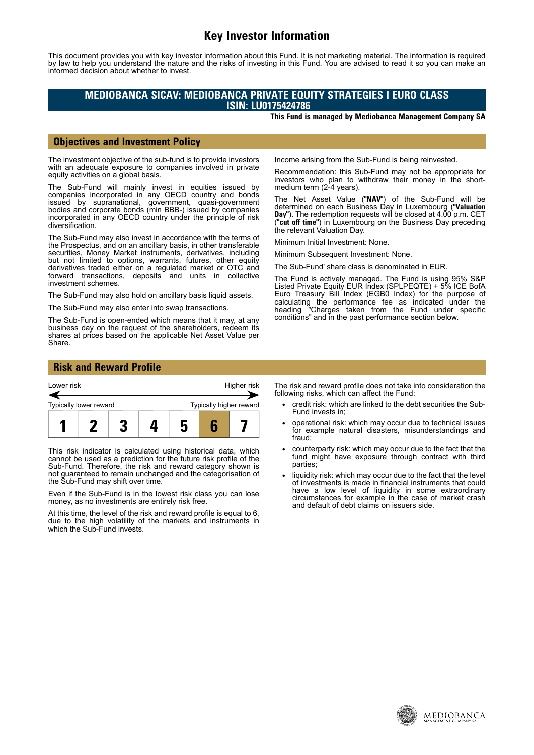# Key Investor Information

This document provides you with key investor information about this Fund. It is not marketing material. The information is required by law to help you understand the nature and the risks of investing in this Fund. You are advised to read it so you can make an informed decision about whether to invest.

## MEDIOBANCA SICAV: MEDIOBANCA PRIVATE EQUITY STRATEGIES I EURO CLASS
## ISIN: LU0175424786

**This Fund is managed by Mediobanca Management Company SA**

## Objectives and Investment Policy

The investment objective of the sub-fund is to provide investors with an adequate exposure to companies involved in private equity activities on a global basis.

The Sub-Fund will mainly invest in equities issued by companies incorporated in any OECD country and bonds issued by supranational, government, quasi-government bodies and corporate bonds (min BBB-) issued by companies incorporated in any OECD country under the principle of risk diversification.

The Sub-Fund may also invest in accordance with the terms of the Prospectus, and on an ancillary basis, in other transferable securities, Money Market instruments, derivatives, including but not limited to options, warrants, futures, other equity derivatives traded either on a regulated market or OTC and forward transactions, deposits and units in collective investment schemes.

The Sub-Fund may also hold on ancillary basis liquid assets.

The Sub-Fund may also enter into swap transactions.

The Sub-Fund is open-ended which means that it may, at any business day on the request of the shareholders, redeem its shares at prices based on the applicable Net Asset Value per Share.

Income arising from the Sub-Fund is being reinvested.

Recommendation: this Sub-Fund may not be appropriate for investors who plan to withdraw their money in the short-medium term (2-4 years).

The Net Asset Value (**"NAV"**) of the Sub-Fund will be determined on each Business Day in Luxembourg (**"Valuation Day"**). The redemption requests will be closed at 4.00 p.m. CET (**"cut off time"**) in Luxembourg on the Business Day preceding the relevant Valuation Day.

Minimum Initial Investment: None.

Minimum Subsequent Investment: None.

The Sub-Fund' share class is denominated in EUR.

The Fund is actively managed. The Fund is using 95% S&P Listed Private Equity EUR Index (SPLPEQTE) + 5% ICE BofA Euro Treasury Bill Index (EGB0 Index) for the purpose of calculating the performance fee as indicated under the heading "Charges taken from the Fund under specific conditions" and in the past performance section below.

## Risk and Reward Profile

Lower risk ← → Higher risk

Typically lower reward — Typically higher reward

| 1 | 2 | 3 | 4 | 5 | **6** | 7 |
|---|---|---|---|---|---|---|

This risk indicator is calculated using historical data, which cannot be used as a prediction for the future risk profile of the Sub-Fund. Therefore, the risk and reward category shown is not guaranteed to remain unchanged and the categorisation of the Sub-Fund may shift over time.

Even if the Sub-Fund is in the lowest risk class you can lose money, as no investments are entirely risk free.

At this time, the level of the risk and reward profile is equal to 6, due to the high volatility of the markets and instruments in which the Sub-Fund invests.

The risk and reward profile does not take into consideration the following risks, which can affect the Fund:

- credit risk: which are linked to the debt securities the Sub-Fund invests in;
- operational risk: which may occur due to technical issues for example natural disasters, misunderstandings and fraud;
- counterparty risk: which may occur due to the fact that the fund might have exposure through contract with third parties;
- liquidity risk: which may occur due to the fact that the level of investments is made in financial instruments that could have a low level of liquidity in some extraordinary circumstances for example in the case of market crash and default of debt claims on issuers side.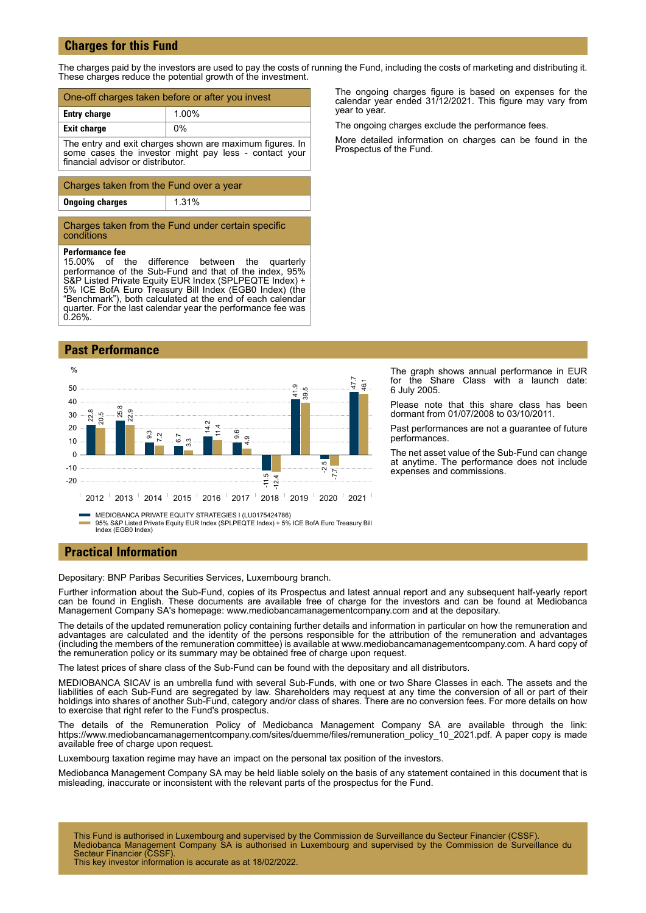## Charges for this Fund

The charges paid by the investors are used to pay the costs of running the Fund, including the costs of marketing and distributing it. These charges reduce the potential growth of the investment.

| One-off charges taken before or after you invest | |
|---|---|
| **Entry charge** | 1.00% |
| **Exit charge** | 0% |

The entry and exit charges shown are maximum figures. In some cases the investor might pay less - contact your financial advisor or distributor.

| Charges taken from the Fund over a year | |
|---|---|
| **Ongoing charges** | 1.31% |

**Charges taken from the Fund under certain specific conditions**

**Performance fee**
15.00% of the difference between the quarterly performance of the Sub-Fund and that of the index, 95% S&P Listed Private Equity EUR Index (SPLPEQTE Index) + 5% ICE BofA Euro Treasury Bill Index (EGB0 Index) (the "Benchmark"), both calculated at the end of each calendar quarter. For the last calendar year the performance fee was 0.26%.

The ongoing charges figure is based on expenses for the calendar year ended 31/12/2021. This figure may vary from year to year.

The ongoing charges exclude the performance fees.

More detailed information on charges can be found in the Prospectus of the Fund.

## Past Performance

%
50
40
30
20
10
0
-10
-20

2012: 22.8, 20.5
2013: 25.8, 22.9
2014: 9.3, 7.2
2015: 6.7, 3.3
2016: 14.2, 11.4
2017: 9.6, 4.9
2018: -11.5, -12.4
2019: 41.9, 39.5
2020: -2.5, -7.7
2021: 47.7, 46.1

MEDIOBANCA PRIVATE EQUITY STRATEGIES I (LU0175424786)
95% S&P Listed Private Equity EUR Index (SPLPEQTE Index) + 5% ICE BofA Euro Treasury Bill Index (EGB0 Index)

The graph shows annual performance in EUR for the Share Class with a launch date: 6 July 2005.

Please note that this share class has been dormant from 01/07/2008 to 03/10/2011.

Past performances are not a guarantee of future performances.

The net asset value of the Sub-Fund can change at anytime. The performance does not include expenses and commissions.

## Practical Information

Depositary: BNP Paribas Securities Services, Luxembourg branch.

Further information about the Sub-Fund, copies of its Prospectus and latest annual report and any subsequent half-yearly report can be found in English. These documents are available free of charge for the investors and can be found at Mediobanca Management Company SA's homepage: www.mediobancamanagementcompany.com and at the depositary.

The details of the updated remuneration policy containing further details and information in particular on how the remuneration and advantages are calculated and the identity of the persons responsible for the attribution of the remuneration and advantages (including the members of the remuneration committee) is available at www.mediobancamanagementcompany.com. A hard copy of the remuneration policy or its summary may be obtained free of charge upon request.

The latest prices of share class of the Sub-Fund can be found with the depositary and all distributors.

MEDIOBANCA SICAV is an umbrella fund with several Sub-Funds, with one or two Share Classes in each. The assets and the liabilities of each Sub-Fund are segregated by law. Shareholders may request at any time the conversion of all or part of their holdings into shares of another Sub-Fund, category and/or class of shares. There are no conversion fees. For more details on how to exercise that right refer to the Fund's prospectus.

The details of the Remuneration Policy of Mediobanca Management Company SA are available through the link: https://www.mediobancamanagementcompany.com/sites/duemme/files/remuneration_policy_10_2021.pdf. A paper copy is made available free of charge upon request.

Luxembourg taxation regime may have an impact on the personal tax position of the investors.

Mediobanca Management Company SA may be held liable solely on the basis of any statement contained in this document that is misleading, inaccurate or inconsistent with the relevant parts of the prospectus for the Fund.

This Fund is authorised in Luxembourg and supervised by the Commission de Surveillance du Secteur Financier (CSSF).
Mediobanca Management Company SA is authorised in Luxembourg and supervised by the Commission de Surveillance du Secteur Financier (CSSF).
This key investor information is accurate as at 18/02/2022.